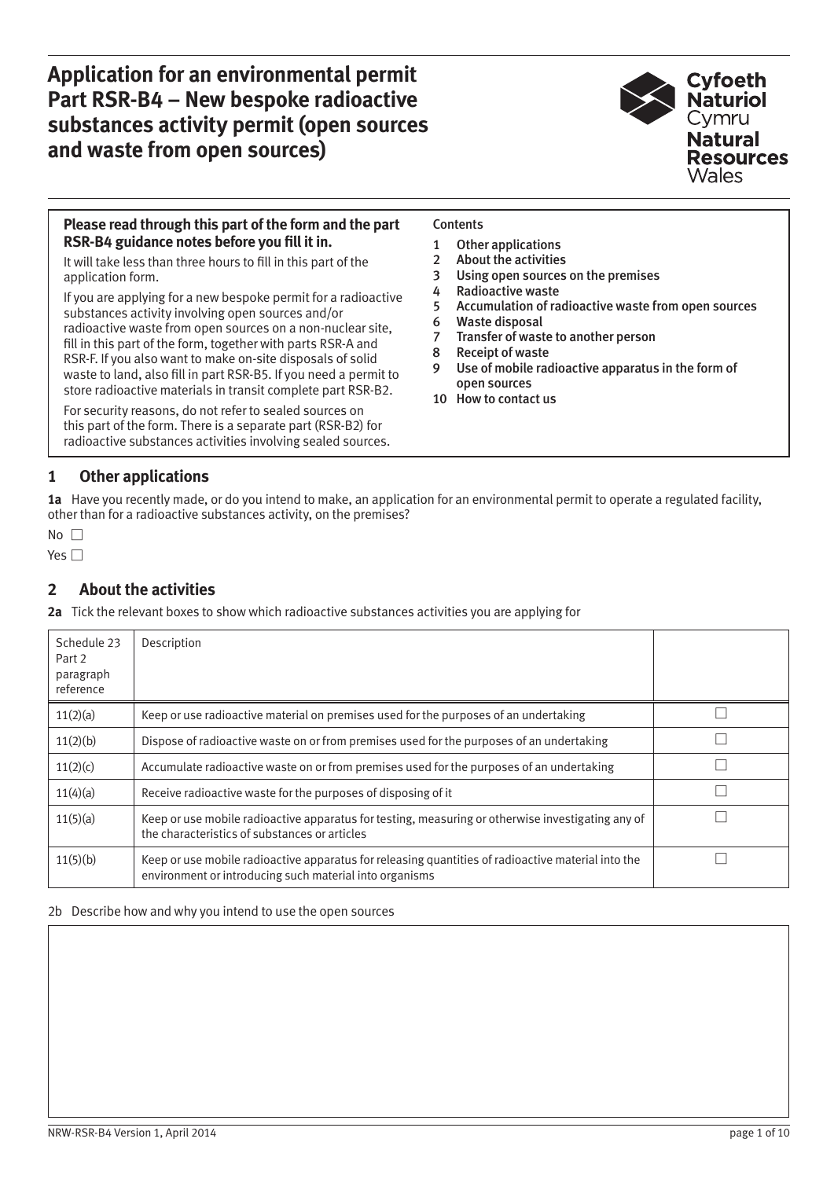# Application for an environmental permit Part RSR-B4 – New bespoke radioactive substances activity permit (open sources and waste from open sources)

Cyfoeth Naturiol Cymru
Natural Resources Wales

**Please read through this part of the form and the part RSR-B4 guidance notes before you fill it in.**

It will take less than three hours to fill in this part of the application form.

If you are applying for a new bespoke permit for a radioactive substances activity involving open sources and/or radioactive waste from open sources on a non-nuclear site, fill in this part of the form, together with parts RSR-A and RSR-F. If you also want to make on-site disposals of solid waste to land, also fill in part RSR-B5. If you need a permit to store radioactive materials in transit complete part RSR-B2.

For security reasons, do not refer to sealed sources on this part of the form. There is a separate part (RSR-B2) for radioactive substances activities involving sealed sources.

Contents

1. Other applications
2. About the activities
3. Using open sources on the premises
4. Radioactive waste
5. Accumulation of radioactive waste from open sources
6. Waste disposal
7. Transfer of waste to another person
8. Receipt of waste
9. Use of mobile radioactive apparatus in the form of open sources
10. How to contact us

## 1 Other applications

**1a** Have you recently made, or do you intend to make, an application for an environmental permit to operate a regulated facility, other than for a radioactive substances activity, on the premises?

No ☐

Yes ☐

## 2 About the activities

**2a** Tick the relevant boxes to show which radioactive substances activities you are applying for

| Schedule 23 Part 2 paragraph reference | Description | |
|---|---|---|
| 11(2)(a) | Keep or use radioactive material on premises used for the purposes of an undertaking | ☐ |
| 11(2)(b) | Dispose of radioactive waste on or from premises used for the purposes of an undertaking | ☐ |
| 11(2)(c) | Accumulate radioactive waste on or from premises used for the purposes of an undertaking | ☐ |
| 11(4)(a) | Receive radioactive waste for the purposes of disposing of it | ☐ |
| 11(5)(a) | Keep or use mobile radioactive apparatus for testing, measuring or otherwise investigating any of the characteristics of substances or articles | ☐ |
| 11(5)(b) | Keep or use mobile radioactive apparatus for releasing quantities of radioactive material into the environment or introducing such material into organisms | ☐ |

2b Describe how and why you intend to use the open sources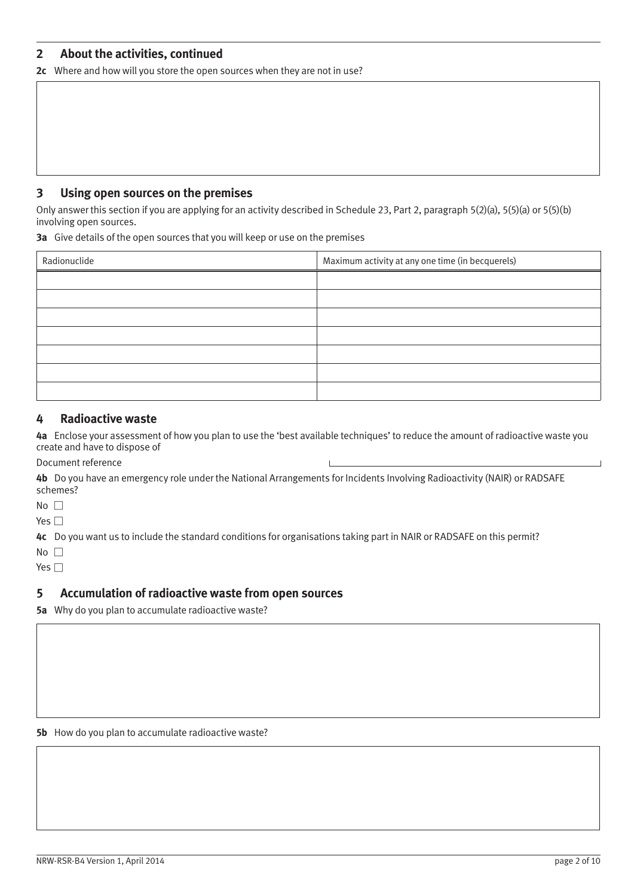## 2 About the activities, continued

**2c** Where and how will you store the open sources when they are not in use?

## 3 Using open sources on the premises

Only answer this section if you are applying for an activity described in Schedule 23, Part 2, paragraph 5(2)(a), 5(5)(a) or 5(5)(b) involving open sources.

**3a** Give details of the open sources that you will keep or use on the premises

| Radionuclide | Maximum activity at any one time (in becquerels) |
|---|---|
| | |
| | |
| | |
| | |
| | |
| | |
| | |

## 4 Radioactive waste

**4a** Enclose your assessment of how you plan to use the 'best available techniques' to reduce the amount of radioactive waste you create and have to dispose of

Document reference

**4b** Do you have an emergency role under the National Arrangements for Incidents Involving Radioactivity (NAIR) or RADSAFE schemes?

No ☐

Yes ☐

**4c** Do you want us to include the standard conditions for organisations taking part in NAIR or RADSAFE on this permit?

No ☐

Yes ☐

## 5 Accumulation of radioactive waste from open sources

**5a** Why do you plan to accumulate radioactive waste?

**5b** How do you plan to accumulate radioactive waste?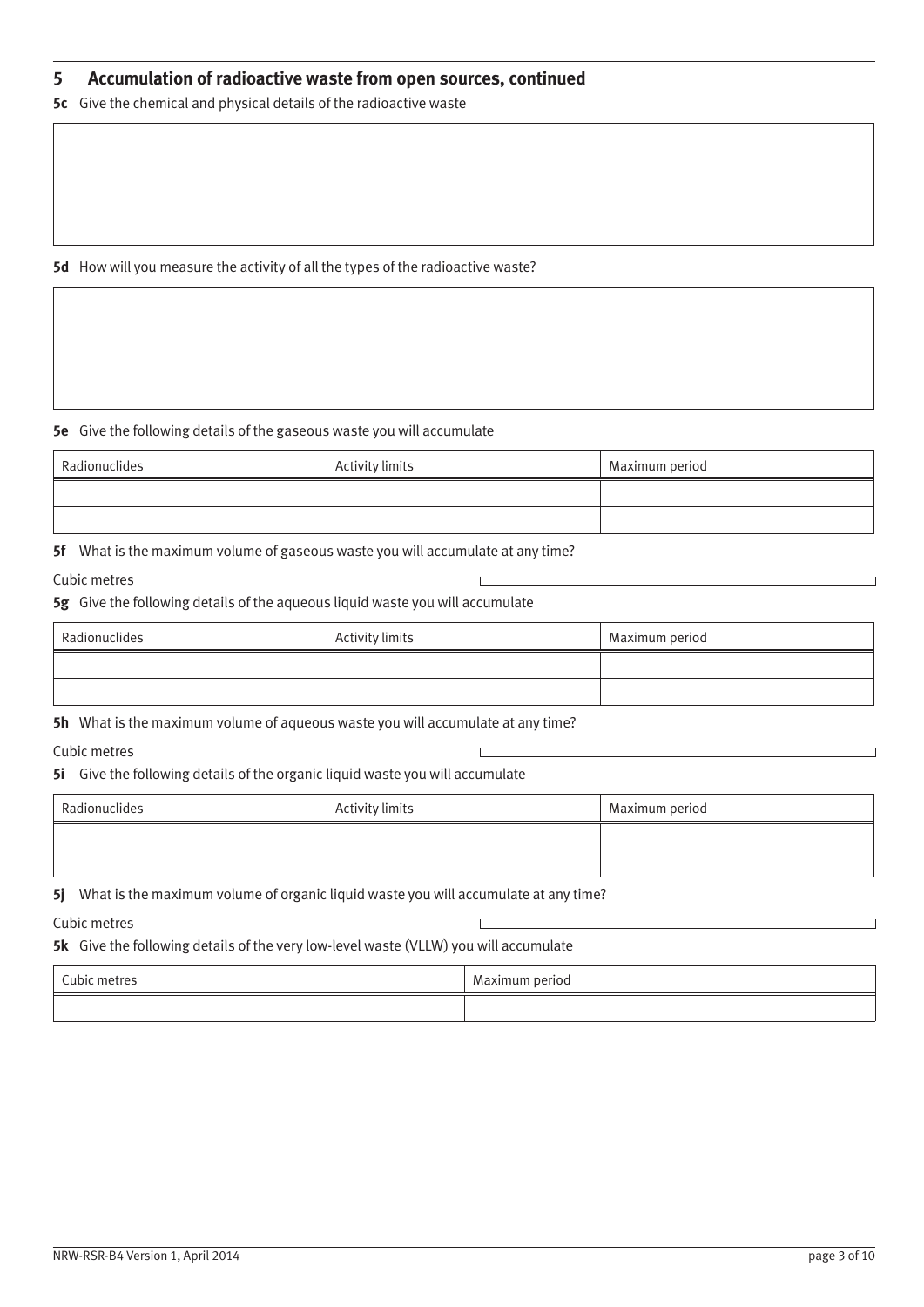## 5 Accumulation of radioactive waste from open sources, continued

**5c** Give the chemical and physical details of the radioactive waste

**5d** How will you measure the activity of all the types of the radioactive waste?

**5e** Give the following details of the gaseous waste you will accumulate

| Radionuclides | Activity limits | Maximum period |
|---|---|---|
| | | |
| | | |

**5f** What is the maximum volume of gaseous waste you will accumulate at any time?

Cubic metres

**5g** Give the following details of the aqueous liquid waste you will accumulate

| Radionuclides | Activity limits | Maximum period |
|---|---|---|
| | | |
| | | |

**5h** What is the maximum volume of aqueous waste you will accumulate at any time?

Cubic metres

**5i** Give the following details of the organic liquid waste you will accumulate

| Radionuclides | Activity limits | Maximum period |
|---|---|---|
| | | |
| | | |

**5j** What is the maximum volume of organic liquid waste you will accumulate at any time?

Cubic metres

**5k** Give the following details of the very low-level waste (VLLW) you will accumulate

| Cubic metres | Maximum period |
|---|---|
| | |

NRW-RSR-B4 Version 1, April 2014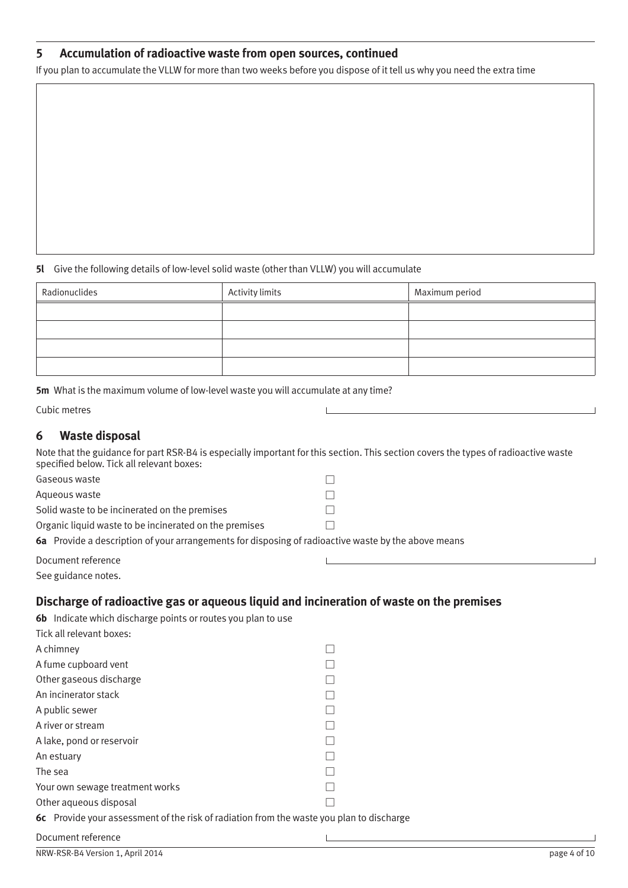## 5 Accumulation of radioactive waste from open sources, continued

If you plan to accumulate the VLLW for more than two weeks before you dispose of it tell us why you need the extra time

**5l** Give the following details of low-level solid waste (other than VLLW) you will accumulate

| Radionuclides | Activity limits | Maximum period |
|---|---|---|
| | | |
| | | |
| | | |
| | | |

**5m** What is the maximum volume of low-level waste you will accumulate at any time?

Cubic metres

## 6 Waste disposal

Note that the guidance for part RSR-B4 is especially important for this section. This section covers the types of radioactive waste specified below. Tick all relevant boxes:

- Gaseous waste ☐
- Aqueous waste ☐
- Solid waste to be incinerated on the premises ☐
- Organic liquid waste to be incinerated on the premises ☐

**6a** Provide a description of your arrangements for disposing of radioactive waste by the above means

Document reference

See guidance notes.

### Discharge of radioactive gas or aqueous liquid and incineration of waste on the premises

**6b** Indicate which discharge points or routes you plan to use

Tick all relevant boxes:

- A chimney ☐
- A fume cupboard vent ☐
- Other gaseous discharge ☐
- An incinerator stack ☐
- A public sewer ☐
- A river or stream ☐
- A lake, pond or reservoir ☐
- An estuary ☐
- The sea ☐
- Your own sewage treatment works ☐
- Other aqueous disposal ☐

**6c** Provide your assessment of the risk of radiation from the waste you plan to discharge

Document reference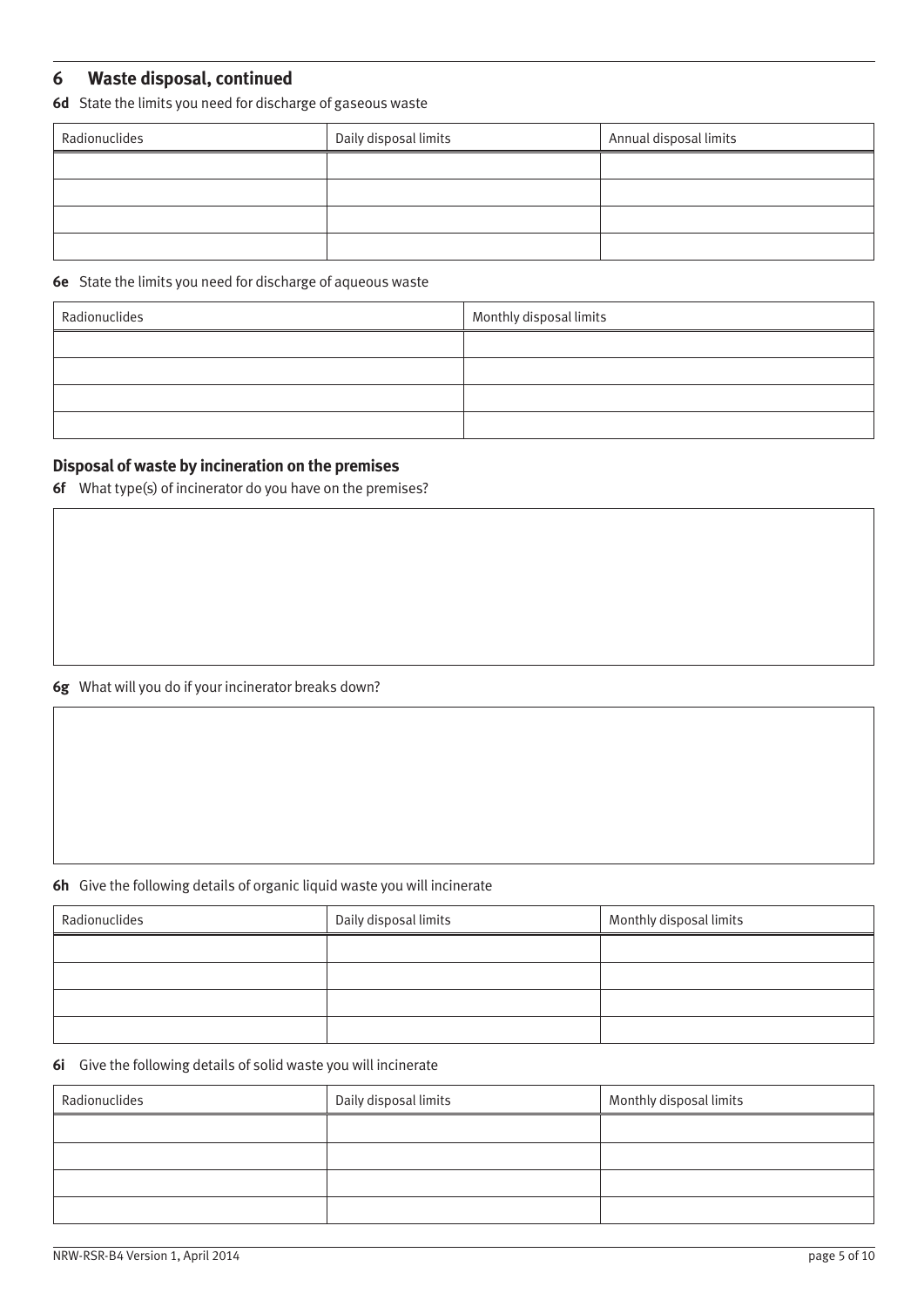## 6 Waste disposal, continued

**6d** State the limits you need for discharge of gaseous waste

| Radionuclides | Daily disposal limits | Annual disposal limits |
| --- | --- | --- |
| | | |
| | | |
| | | |
| | | |

**6e** State the limits you need for discharge of aqueous waste

| Radionuclides | Monthly disposal limits |
| --- | --- |
| | |
| | |
| | |
| | |

### Disposal of waste by incineration on the premises

**6f** What type(s) of incinerator do you have on the premises?

**6g** What will you do if your incinerator breaks down?

**6h** Give the following details of organic liquid waste you will incinerate

| Radionuclides | Daily disposal limits | Monthly disposal limits |
| --- | --- | --- |
| | | |
| | | |
| | | |
| | | |

**6i** Give the following details of solid waste you will incinerate

| Radionuclides | Daily disposal limits | Monthly disposal limits |
| --- | --- | --- |
| | | |
| | | |
| | | |
| | | |

NRW-RSR-B4 Version 1, April 2014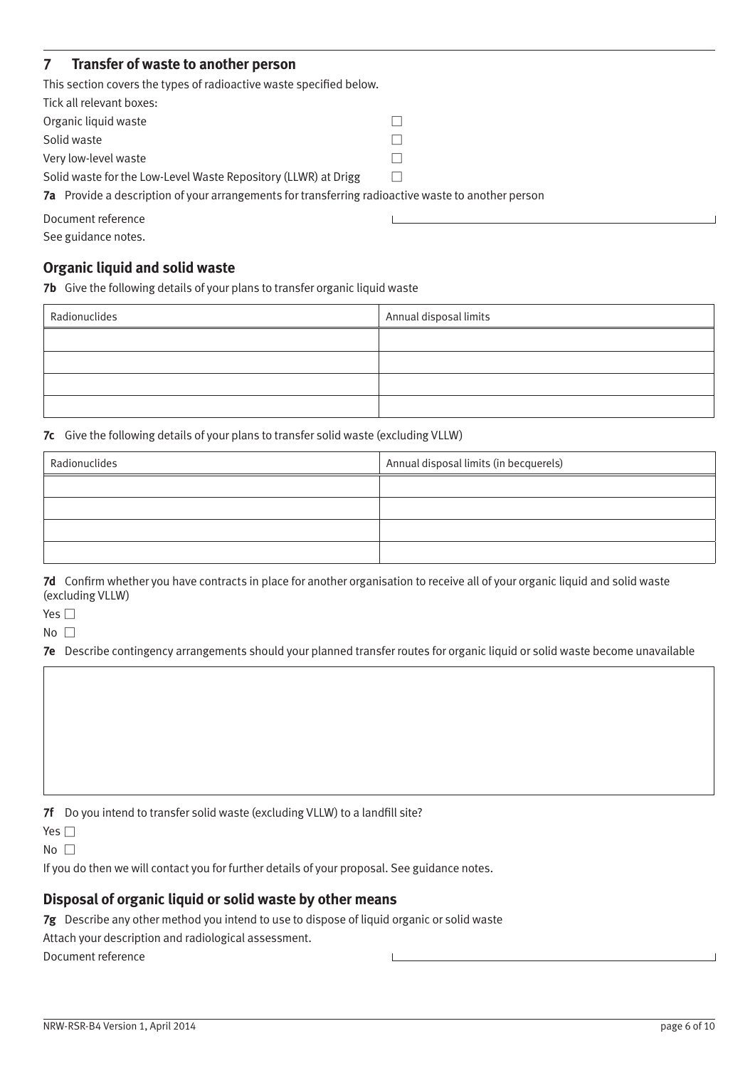## 7 Transfer of waste to another person

This section covers the types of radioactive waste specified below.

Tick all relevant boxes:

Organic liquid waste ☐

Solid waste ☐

Very low-level waste ☐

Solid waste for the Low-Level Waste Repository (LLWR) at Drigg ☐

**7a** Provide a description of your arrangements for transferring radioactive waste to another person

Document reference

See guidance notes.

### Organic liquid and solid waste

**7b** Give the following details of your plans to transfer organic liquid waste

| Radionuclides | Annual disposal limits |
|---|---|
| | |
| | |
| | |
| | |

**7c** Give the following details of your plans to transfer solid waste (excluding VLLW)

| Radionuclides | Annual disposal limits (in becquerels) |
|---|---|
| | |
| | |
| | |
| | |

**7d** Confirm whether you have contracts in place for another organisation to receive all of your organic liquid and solid waste (excluding VLLW)

Yes ☐

No ☐

**7e** Describe contingency arrangements should your planned transfer routes for organic liquid or solid waste become unavailable

**7f** Do you intend to transfer solid waste (excluding VLLW) to a landfill site?

Yes ☐

No ☐

If you do then we will contact you for further details of your proposal. See guidance notes.

### Disposal of organic liquid or solid waste by other means

**7g** Describe any other method you intend to use to dispose of liquid organic or solid waste

Attach your description and radiological assessment.

Document reference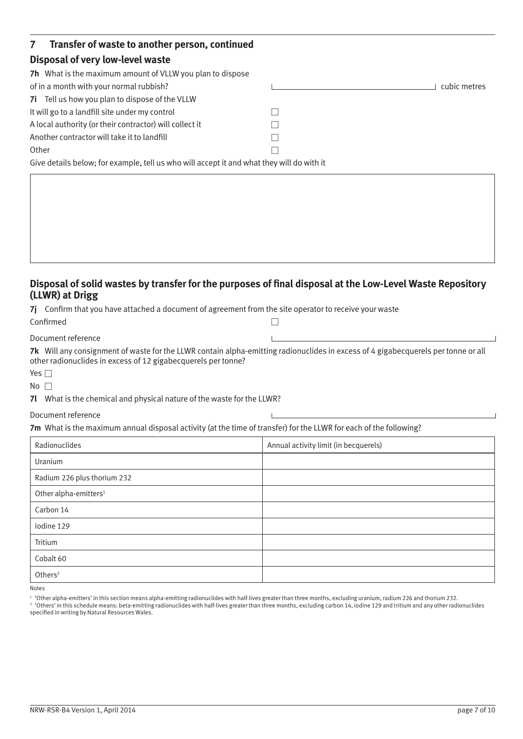## 7 Transfer of waste to another person, continued

### Disposal of very low-level waste

**7h** What is the maximum amount of VLLW you plan to dispose of in a month with your normal rubbish? ______ cubic metres

**7i** Tell us how you plan to dispose of the VLLW

It will go to a landfill site under my control ☐

A local authority (or their contractor) will collect it ☐

Another contractor will take it to landfill ☐

Other ☐

Give details below; for example, tell us who will accept it and what they will do with it

### Disposal of solid wastes by transfer for the purposes of final disposal at the Low-Level Waste Repository (LLWR) at Drigg

**7j** Confirm that you have attached a document of agreement from the site operator to receive your waste

Confirmed ☐

Document reference ______

**7k** Will any consignment of waste for the LLWR contain alpha-emitting radionuclides in excess of 4 gigabecquerels per tonne or all other radionuclides in excess of 12 gigabecquerels per tonne?

Yes ☐

No ☐

**7l** What is the chemical and physical nature of the waste for the LLWR?

Document reference ______

**7m** What is the maximum annual disposal activity (at the time of transfer) for the LLWR for each of the following?

| Radionuclides | Annual activity limit (in becquerels) |
|---|---|
| Uranium | |
| Radium 226 plus thorium 232 | |
| Other alpha-emitters[1] | |
| Carbon 14 | |
| Iodine 129 | |
| Tritium | |
| Cobalt 60 | |
| Others[2] | |

Notes

[1] 'Other alpha-emitters' in this section means alpha-emitting radionuclides with half-lives greater than three months, excluding uranium, radium 226 and thorium 232.

[2] 'Others' in this schedule means: beta-emitting radionuclides with half-lives greater than three months, excluding carbon 14, iodine 129 and tritium and any other radionuclides specified in writing by Natural Resources Wales.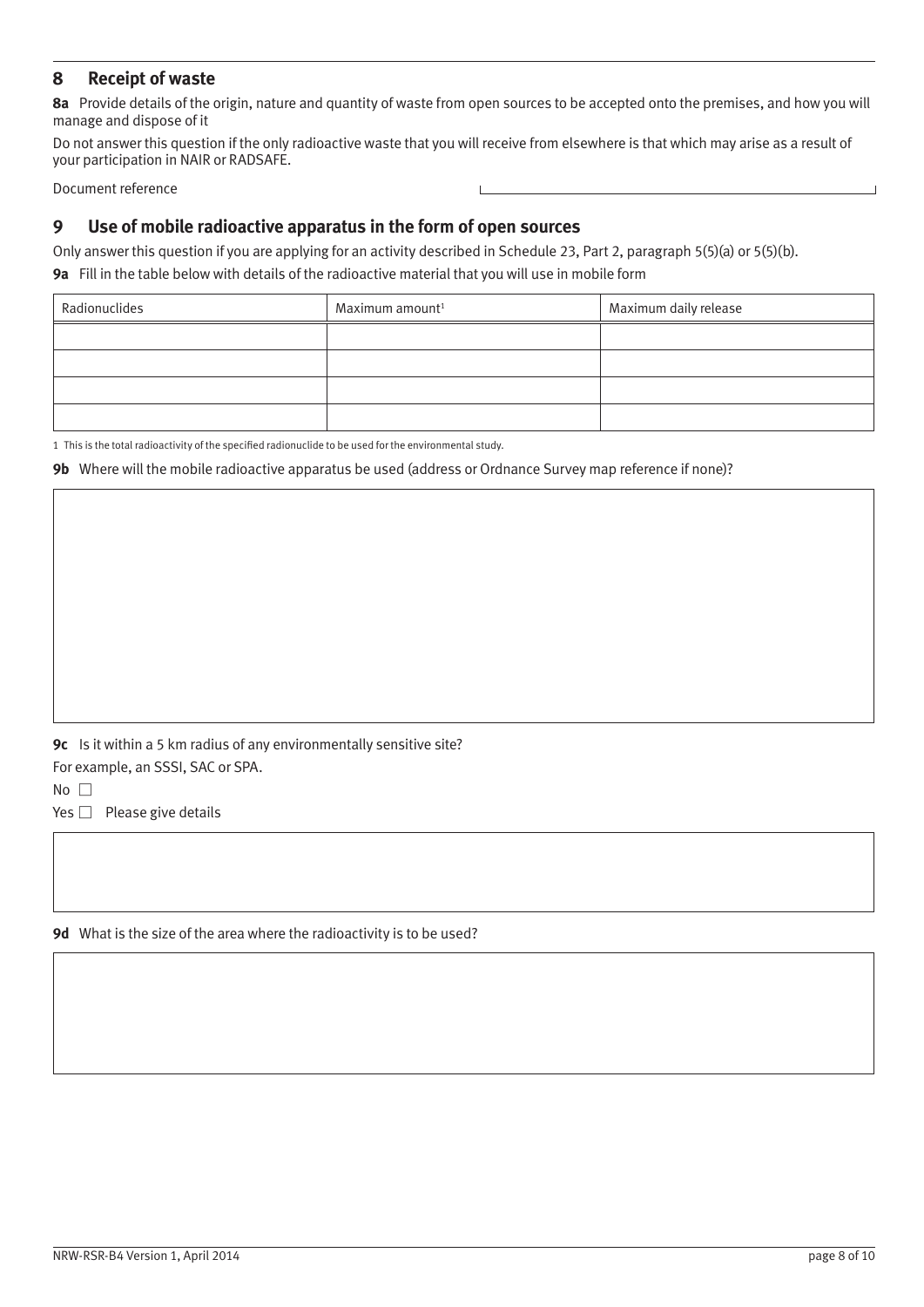## 8 Receipt of waste

**8a** Provide details of the origin, nature and quantity of waste from open sources to be accepted onto the premises, and how you will manage and dispose of it

Do not answer this question if the only radioactive waste that you will receive from elsewhere is that which may arise as a result of your participation in NAIR or RADSAFE.

Document reference

## 9 Use of mobile radioactive apparatus in the form of open sources

Only answer this question if you are applying for an activity described in Schedule 23, Part 2, paragraph 5(5)(a) or 5(5)(b).

**9a** Fill in the table below with details of the radioactive material that you will use in mobile form

| Radionuclides | Maximum amount[1] | Maximum daily release |
|---|---|---|
| | | |
| | | |
| | | |
| | | |

1 This is the total radioactivity of the specified radionuclide to be used for the environmental study.

**9b** Where will the mobile radioactive apparatus be used (address or Ordnance Survey map reference if none)?

**9c** Is it within a 5 km radius of any environmentally sensitive site?

For example, an SSSI, SAC or SPA.

No ☐

Yes ☐ Please give details

**9d** What is the size of the area where the radioactivity is to be used?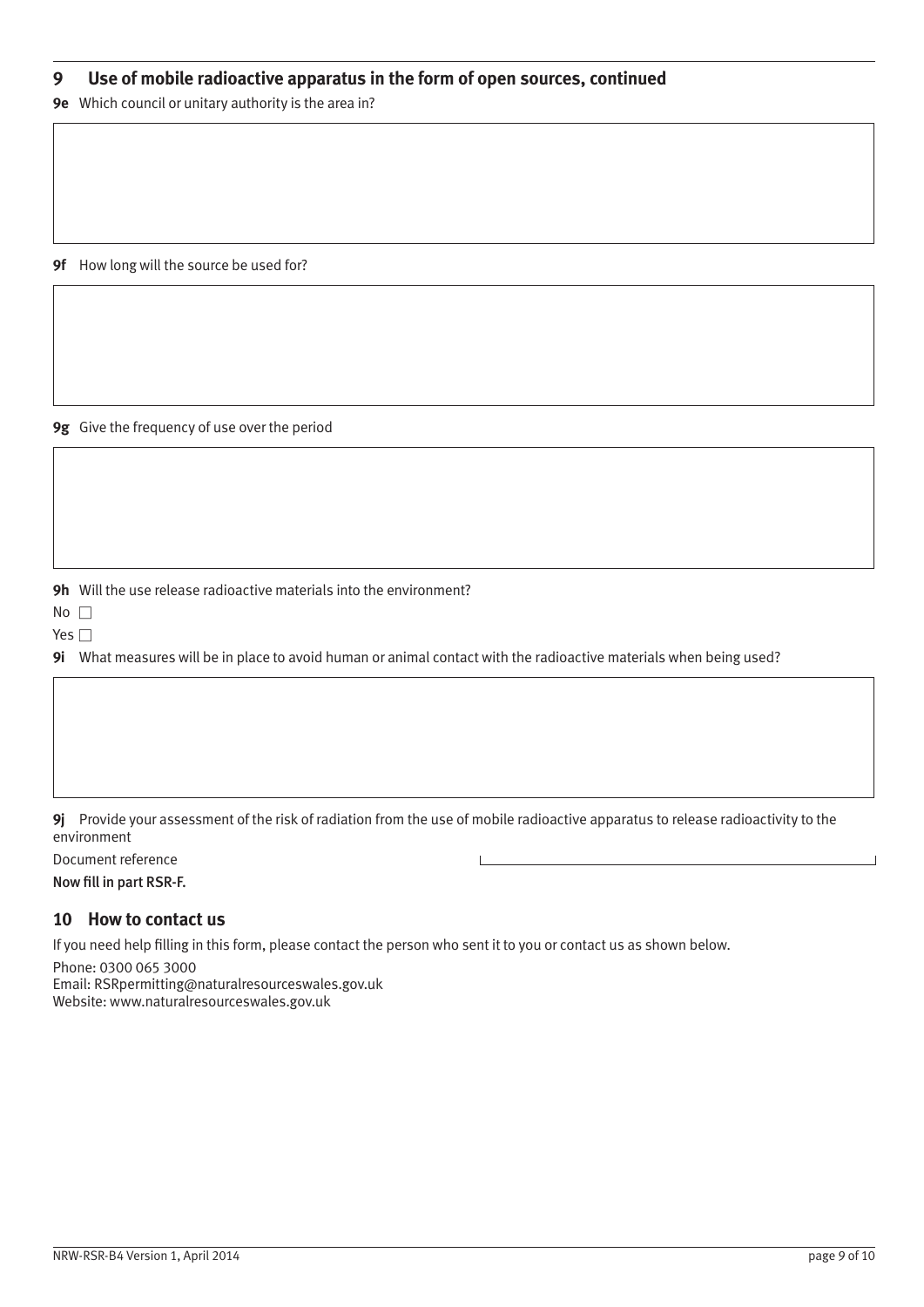## 9 Use of mobile radioactive apparatus in the form of open sources, continued

**9e** Which council or unitary authority is the area in?

**9f** How long will the source be used for?

**9g** Give the frequency of use over the period

**9h** Will the use release radioactive materials into the environment?

No ☐

Yes ☐

**9i** What measures will be in place to avoid human or animal contact with the radioactive materials when being used?

**9j** Provide your assessment of the risk of radiation from the use of mobile radioactive apparatus to release radioactivity to the environment

Document reference

**Now fill in part RSR-F.**

## 10 How to contact us

If you need help filling in this form, please contact the person who sent it to you or contact us as shown below.

Phone: 0300 065 3000
Email: RSRpermitting@naturalresourceswales.gov.uk
Website: www.naturalresourceswales.gov.uk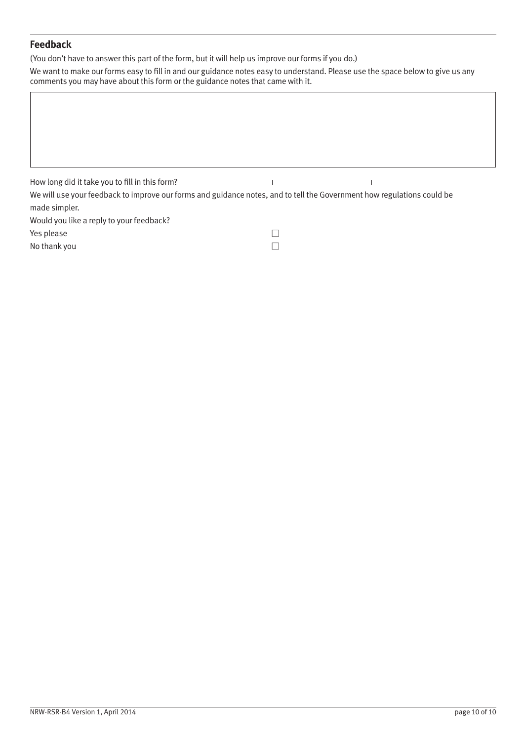## Feedback

(You don't have to answer this part of the form, but it will help us improve our forms if you do.)

We want to make our forms easy to fill in and our guidance notes easy to understand. Please use the space below to give us any comments you may have about this form or the guidance notes that came with it.

How long did it take you to fill in this form?

We will use your feedback to improve our forms and guidance notes, and to tell the Government how regulations could be made simpler.

Would you like a reply to your feedback?

Yes please ☐

No thank you ☐